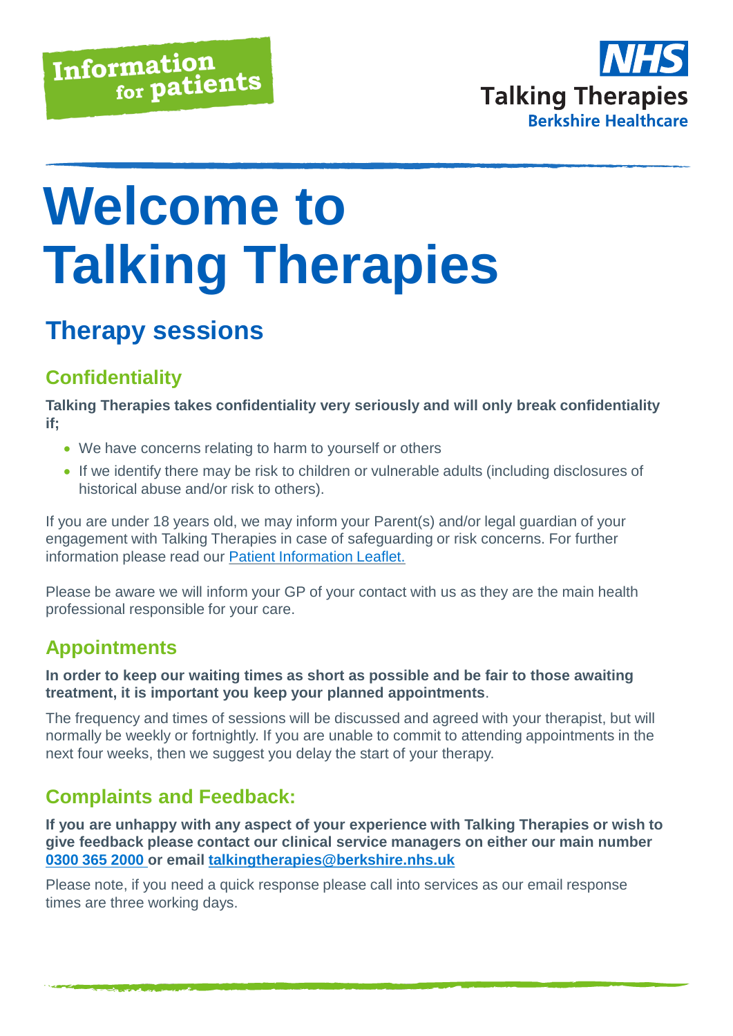Information for patients

NHS Talking Therapies
Berkshire Healthcare

# Welcome to Talking Therapies

## Therapy sessions

### Confidentiality

**Talking Therapies takes confidentiality very seriously and will only break confidentiality if;**

- We have concerns relating to harm to yourself or others
- If we identify there may be risk to children or vulnerable adults (including disclosures of historical abuse and/or risk to others).

If you are under 18 years old, we may inform your Parent(s) and/or legal guardian of your engagement with Talking Therapies in case of safeguarding or risk concerns. For further information please read our Patient Information Leaflet.

Please be aware we will inform your GP of your contact with us as they are the main health professional responsible for your care.

### Appointments

**In order to keep our waiting times as short as possible and be fair to those awaiting treatment, it is important you keep your planned appointments**.

The frequency and times of sessions will be discussed and agreed with your therapist, but will normally be weekly or fortnightly. If you are unable to commit to attending appointments in the next four weeks, then we suggest you delay the start of your therapy.

### Complaints and Feedback:

**If you are unhappy with any aspect of your experience with Talking Therapies or wish to give feedback please contact our clinical service managers on either our main number 0300 365 2000 or email talkingtherapies@berkshire.nhs.uk**

Please note, if you need a quick response please call into services as our email response times are three working days.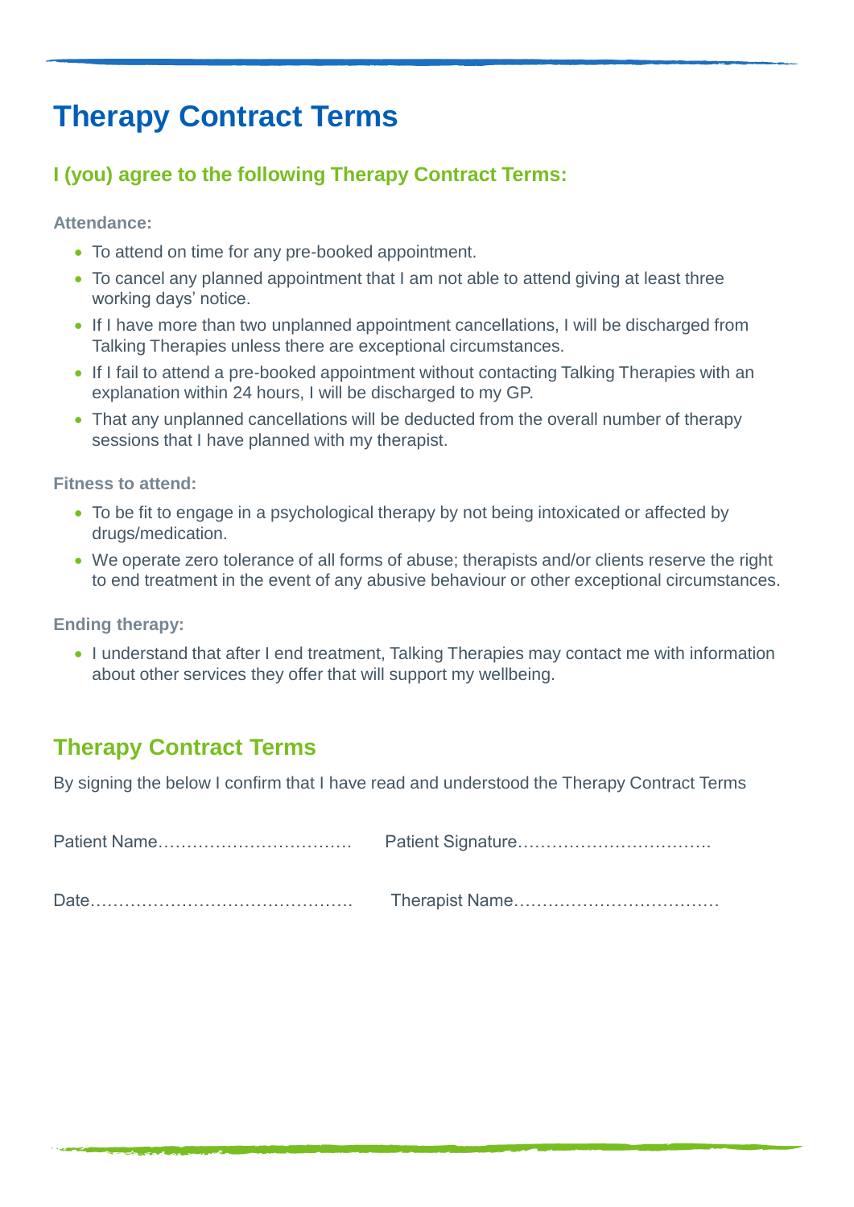# Therapy Contract Terms

## I (you) agree to the following Therapy Contract Terms:

**Attendance:**

- To attend on time for any pre-booked appointment.
- To cancel any planned appointment that I am not able to attend giving at least three working days' notice.
- If I have more than two unplanned appointment cancellations, I will be discharged from Talking Therapies unless there are exceptional circumstances.
- If I fail to attend a pre-booked appointment without contacting Talking Therapies with an explanation within 24 hours, I will be discharged to my GP.
- That any unplanned cancellations will be deducted from the overall number of therapy sessions that I have planned with my therapist.

**Fitness to attend:**

- To be fit to engage in a psychological therapy by not being intoxicated or affected by drugs/medication.
- We operate zero tolerance of all forms of abuse; therapists and/or clients reserve the right to end treatment in the event of any abusive behaviour or other exceptional circumstances.

**Ending therapy:**

- I understand that after I end treatment, Talking Therapies may contact me with information about other services they offer that will support my wellbeing.

## Therapy Contract Terms

By signing the below I confirm that I have read and understood the Therapy Contract Terms

Patient Name…………………………… Patient Signature…………………………….

Date……………………………………… Therapist Name………………………………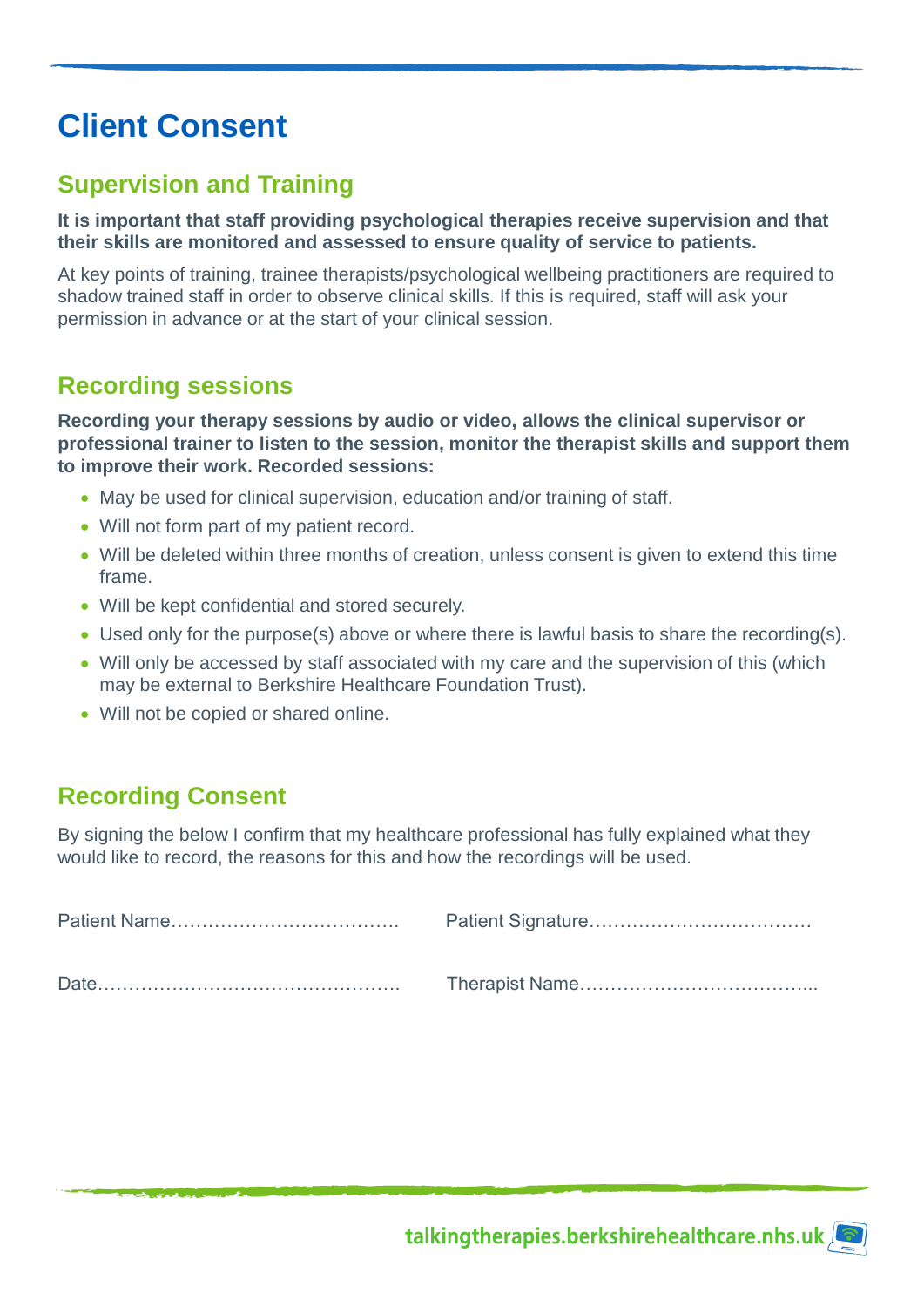# Client Consent

## Supervision and Training

**It is important that staff providing psychological therapies receive supervision and that their skills are monitored and assessed to ensure quality of service to patients.**

At key points of training, trainee therapists/psychological wellbeing practitioners are required to shadow trained staff in order to observe clinical skills. If this is required, staff will ask your permission in advance or at the start of your clinical session.

## Recording sessions

**Recording your therapy sessions by audio or video, allows the clinical supervisor or professional trainer to listen to the session, monitor the therapist skills and support them to improve their work. Recorded sessions:**

- May be used for clinical supervision, education and/or training of staff.
- Will not form part of my patient record.
- Will be deleted within three months of creation, unless consent is given to extend this time frame.
- Will be kept confidential and stored securely.
- Used only for the purpose(s) above or where there is lawful basis to share the recording(s).
- Will only be accessed by staff associated with my care and the supervision of this (which may be external to Berkshire Healthcare Foundation Trust).
- Will not be copied or shared online.

## Recording Consent

By signing the below I confirm that my healthcare professional has fully explained what they would like to record, the reasons for this and how the recordings will be used.

Patient Name………………………………. Patient Signature………………………………

Date…………………………………………. Therapist Name………………………………...

talkingtherapies.berkshirehealthcare.nhs.uk